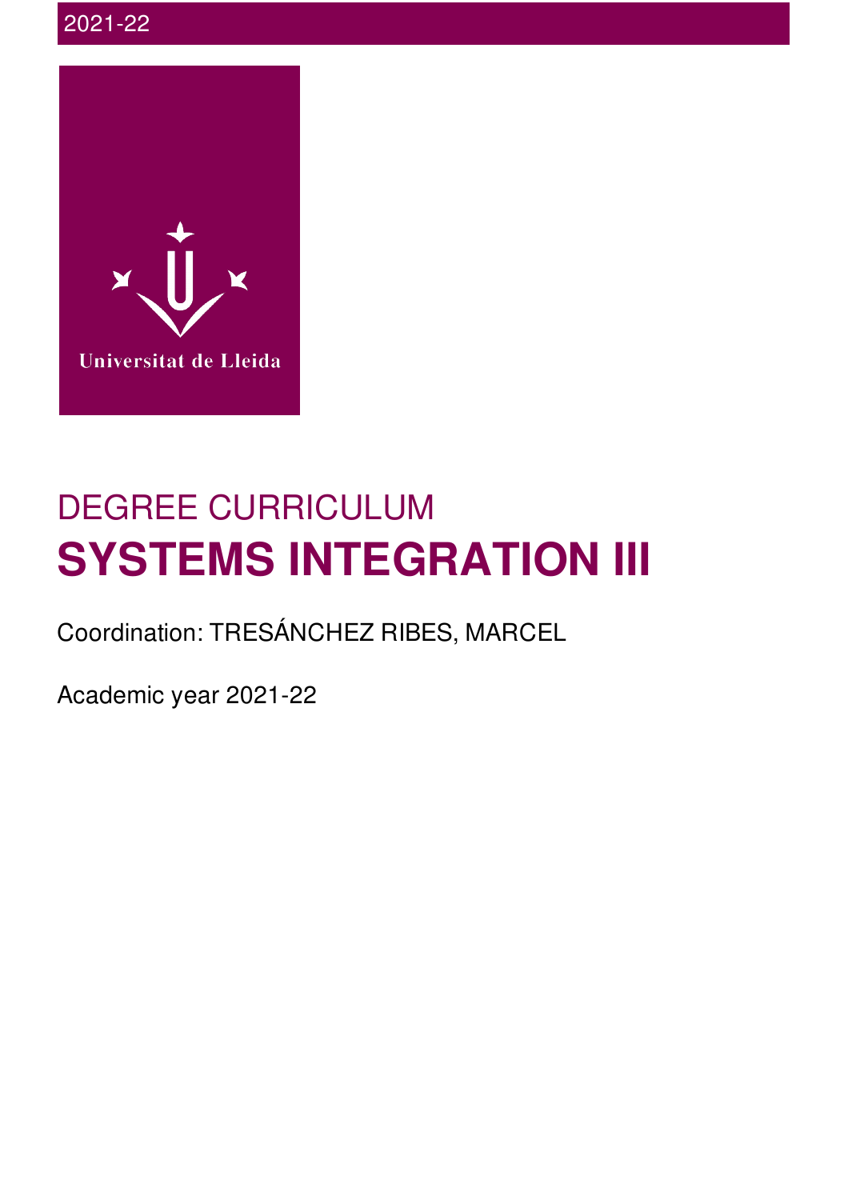2021-22

Universitat de Lleida

# DEGREE CURRICULUM
# SYSTEMS INTEGRATION III

Coordination: TRESÁNCHEZ RIBES, MARCEL

Academic year 2021-22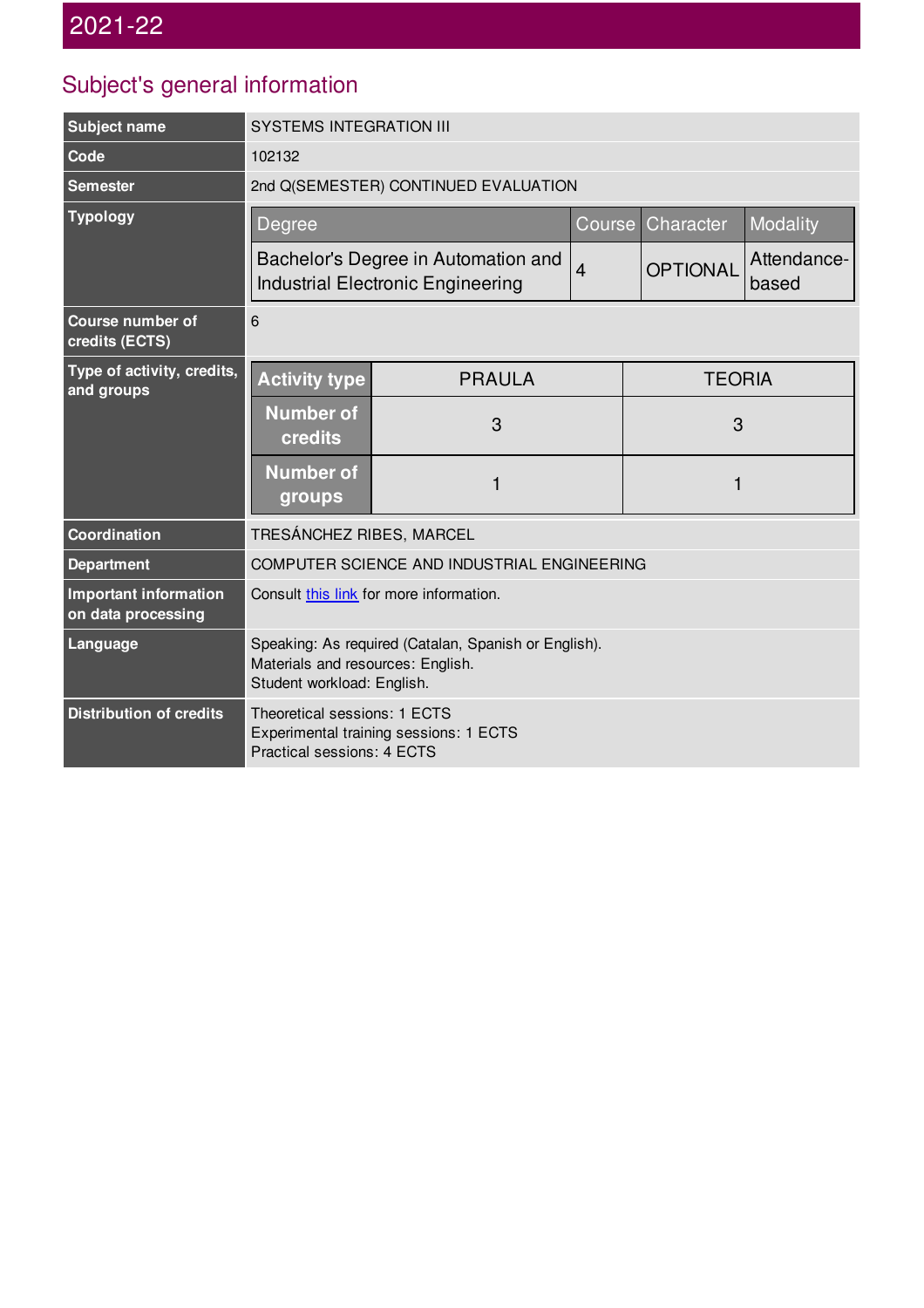# 2021-22

## Subject's general information

| | |
|---|---|
| **Subject name** | SYSTEMS INTEGRATION III |
| **Code** | 102132 |
| **Semester** | 2nd Q(SEMESTER) CONTINUED EVALUATION |
| **Typology** | Degree: Bachelor's Degree in Automation and Industrial Electronic Engineering; Course: 4; Character: OPTIONAL; Modality: Attendance-based |
| **Course number of credits (ECTS)** | 6 |
| **Type of activity, credits, and groups** | Activity type: PRAULA — Number of credits: 3, Number of groups: 1; TEORIA — Number of credits: 3, Number of groups: 1 |
| **Coordination** | TRESÁNCHEZ RIBES, MARCEL |
| **Department** | COMPUTER SCIENCE AND INDUSTRIAL ENGINEERING |
| **Important information on data processing** | Consult this link for more information. |
| **Language** | Speaking: As required (Catalan, Spanish or English).<br>Materials and resources: English.<br>Student workload: English. |
| **Distribution of credits** | Theoretical sessions: 1 ECTS<br>Experimental training sessions: 1 ECTS<br>Practical sessions: 4 ECTS |

**Typology**

| Degree | Course | Character | Modality |
|---|---|---|---|
| Bachelor's Degree in Automation and Industrial Electronic Engineering | 4 | OPTIONAL | Attendance-based |

**Type of activity, credits, and groups**

| Activity type | PRAULA | TEORIA |
|---|---|---|
| Number of credits | 3 | 3 |
| Number of groups | 1 | 1 |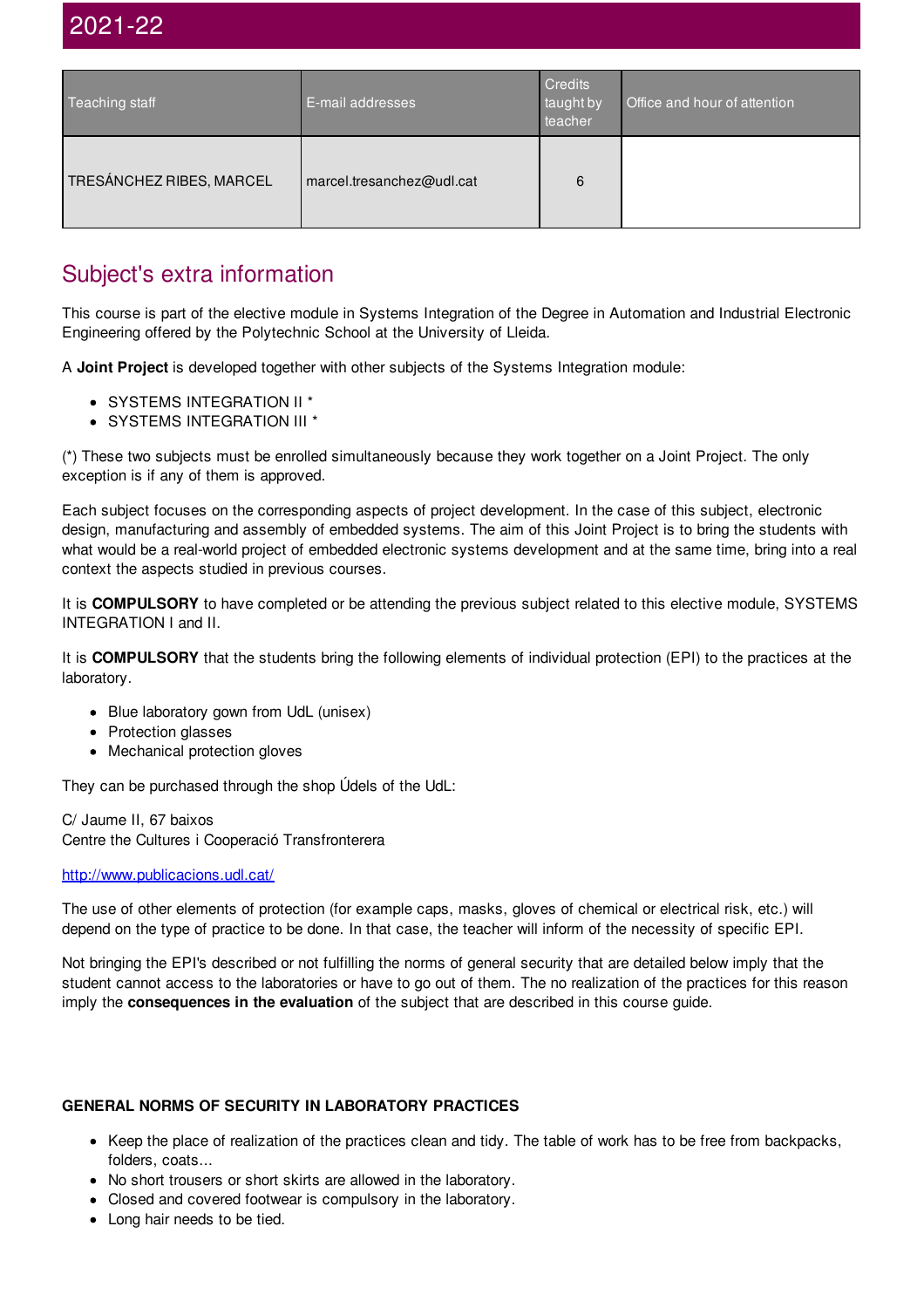# 2021-22

| Teaching staff | E-mail addresses | Credits taught by teacher | Office and hour of attention |
|---|---|---|---|
| TRESÁNCHEZ RIBES, MARCEL | marcel.tresanchez@udl.cat | 6 | |

## Subject's extra information

This course is part of the elective module in Systems Integration of the Degree in Automation and Industrial Electronic Engineering offered by the Polytechnic School at the University of Lleida.

A **Joint Project** is developed together with other subjects of the Systems Integration module:

- SYSTEMS INTEGRATION II *
- SYSTEMS INTEGRATION III *

(*) These two subjects must be enrolled simultaneously because they work together on a Joint Project. The only exception is if any of them is approved.

Each subject focuses on the corresponding aspects of project development. In the case of this subject, electronic design, manufacturing and assembly of embedded systems. The aim of this Joint Project is to bring the students with what would be a real-world project of embedded electronic systems development and at the same time, bring into a real context the aspects studied in previous courses.

It is **COMPULSORY** to have completed or be attending the previous subject related to this elective module, SYSTEMS INTEGRATION I and II.

It is **COMPULSORY** that the students bring the following elements of individual protection (EPI) to the practices at the laboratory.

- Blue laboratory gown from UdL (unisex)
- Protection glasses
- Mechanical protection gloves

They can be purchased through the shop Údels of the UdL:

C/ Jaume II, 67 baixos
Centre the Cultures i Cooperació Transfronterera

http://www.publicacions.udl.cat/

The use of other elements of protection (for example caps, masks, gloves of chemical or electrical risk, etc.) will depend on the type of practice to be done. In that case, the teacher will inform of the necessity of specific EPI.

Not bringing the EPI's described or not fulfilling the norms of general security that are detailed below imply that the student cannot access to the laboratories or have to go out of them. The no realization of the practices for this reason imply the **consequences in the evaluation** of the subject that are described in this course guide.

**GENERAL NORMS OF SECURITY IN LABORATORY PRACTICES**

- Keep the place of realization of the practices clean and tidy. The table of work has to be free from backpacks, folders, coats...
- No short trousers or short skirts are allowed in the laboratory.
- Closed and covered footwear is compulsory in the laboratory.
- Long hair needs to be tied.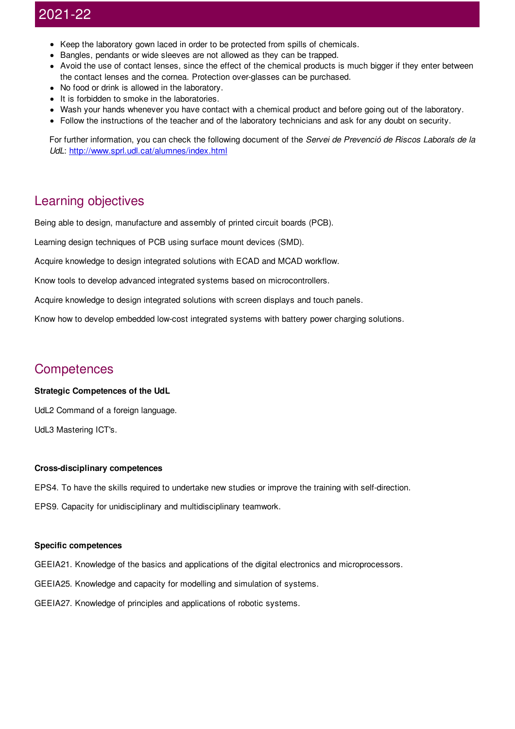- Keep the laboratory gown laced in order to be protected from spills of chemicals.
- Bangles, pendants or wide sleeves are not allowed as they can be trapped.
- Avoid the use of contact lenses, since the effect of the chemical products is much bigger if they enter between the contact lenses and the cornea. Protection over-glasses can be purchased.
- No food or drink is allowed in the laboratory.
- It is forbidden to smoke in the laboratories.
- Wash your hands whenever you have contact with a chemical product and before going out of the laboratory.
- Follow the instructions of the teacher and of the laboratory technicians and ask for any doubt on security.

For further information, you can check the following document of the *Servei de Prevenció de Riscos Laborals de la UdL*: http://www.sprl.udl.cat/alumnes/index.html

## Learning objectives

Being able to design, manufacture and assembly of printed circuit boards (PCB).

Learning design techniques of PCB using surface mount devices (SMD).

Acquire knowledge to design integrated solutions with ECAD and MCAD workflow.

Know tools to develop advanced integrated systems based on microcontrollers.

Acquire knowledge to design integrated solutions with screen displays and touch panels.

Know how to develop embedded low-cost integrated systems with battery power charging solutions.

## Competences

**Strategic Competences of the UdL**

UdL2 Command of a foreign language.

UdL3 Mastering ICT's.

**Cross-disciplinary competences**

EPS4. To have the skills required to undertake new studies or improve the training with self-direction.

EPS9. Capacity for unidisciplinary and multidisciplinary teamwork.

**Specific competences**

GEEIA21. Knowledge of the basics and applications of the digital electronics and microprocessors.

GEEIA25. Knowledge and capacity for modelling and simulation of systems.

GEEIA27. Knowledge of principles and applications of robotic systems.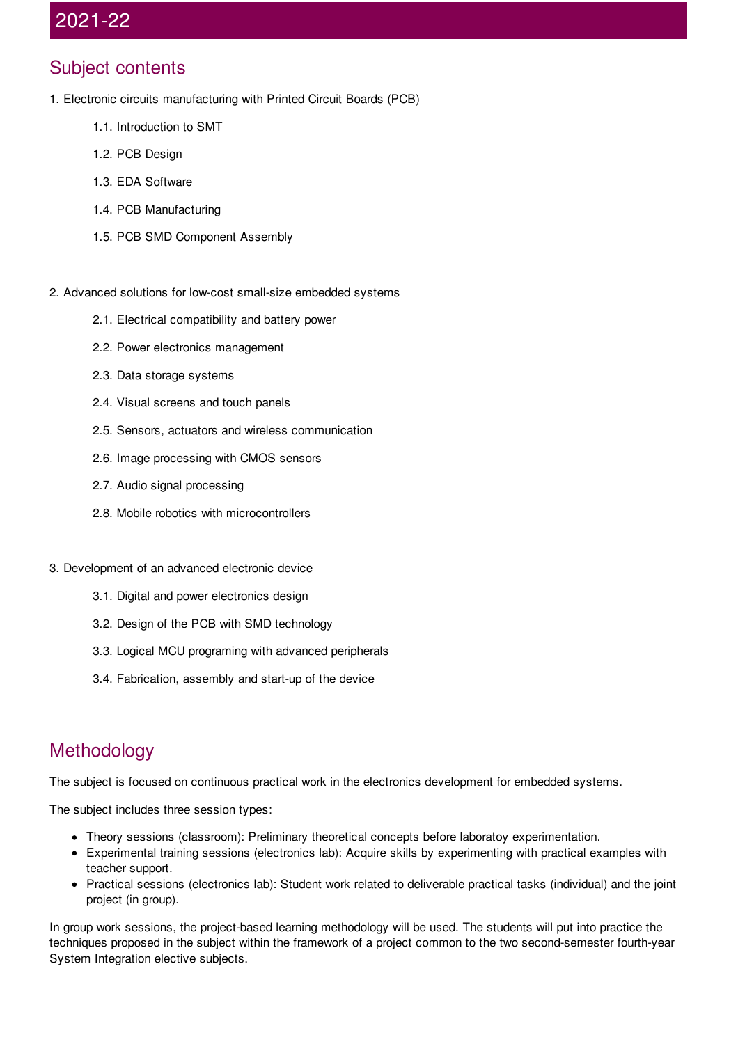## Subject contents

1. Electronic circuits manufacturing with Printed Circuit Boards (PCB)
   - 1.1. Introduction to SMT
   - 1.2. PCB Design
   - 1.3. EDA Software
   - 1.4. PCB Manufacturing
   - 1.5. PCB SMD Component Assembly

2. Advanced solutions for low-cost small-size embedded systems
   - 2.1. Electrical compatibility and battery power
   - 2.2. Power electronics management
   - 2.3. Data storage systems
   - 2.4. Visual screens and touch panels
   - 2.5. Sensors, actuators and wireless communication
   - 2.6. Image processing with CMOS sensors
   - 2.7. Audio signal processing
   - 2.8. Mobile robotics with microcontrollers

3. Development of an advanced electronic device
   - 3.1. Digital and power electronics design
   - 3.2. Design of the PCB with SMD technology
   - 3.3. Logical MCU programing with advanced peripherals
   - 3.4. Fabrication, assembly and start-up of the device

## Methodology

The subject is focused on continuous practical work in the electronics development for embedded systems.

The subject includes three session types:

- Theory sessions (classroom): Preliminary theoretical concepts before laboratoy experimentation.
- Experimental training sessions (electronics lab): Acquire skills by experimenting with practical examples with teacher support.
- Practical sessions (electronics lab): Student work related to deliverable practical tasks (individual) and the joint project (in group).

In group work sessions, the project-based learning methodology will be used. The students will put into practice the techniques proposed in the subject within the framework of a project common to the two second-semester fourth-year System Integration elective subjects.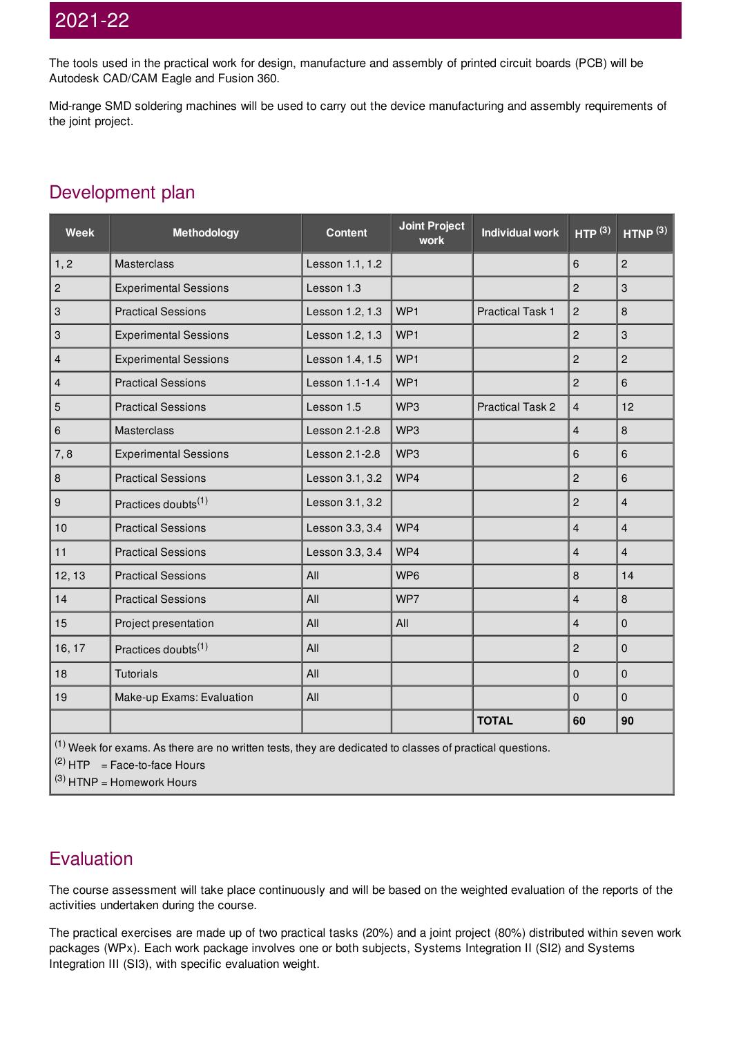# 2021-22

The tools used in the practical work for design, manufacture and assembly of printed circuit boards (PCB) will be Autodesk CAD/CAM Eagle and Fusion 360.

Mid-range SMD soldering machines will be used to carry out the device manufacturing and assembly requirements of the joint project.

## Development plan

| Week | Methodology | Content | Joint Project work | Individual work | HTP [3] | HTNP [3] |
|---|---|---|---|---|---|---|
| 1, 2 | Masterclass | Lesson 1.1, 1.2 | | | 6 | 2 |
| 2 | Experimental Sessions | Lesson 1.3 | | | 2 | 3 |
| 3 | Practical Sessions | Lesson 1.2, 1.3 | WP1 | Practical Task 1 | 2 | 8 |
| 3 | Experimental Sessions | Lesson 1.2, 1.3 | WP1 | | 2 | 3 |
| 4 | Experimental Sessions | Lesson 1.4, 1.5 | WP1 | | 2 | 2 |
| 4 | Practical Sessions | Lesson 1.1-1.4 | WP1 | | 2 | 6 |
| 5 | Practical Sessions | Lesson 1.5 | WP3 | Practical Task 2 | 4 | 12 |
| 6 | Masterclass | Lesson 2.1-2.8 | WP3 | | 4 | 8 |
| 7, 8 | Experimental Sessions | Lesson 2.1-2.8 | WP3 | | 6 | 6 |
| 8 | Practical Sessions | Lesson 3.1, 3.2 | WP4 | | 2 | 6 |
| 9 | Practices doubts[1] | Lesson 3.1, 3.2 | | | 2 | 4 |
| 10 | Practical Sessions | Lesson 3.3, 3.4 | WP4 | | 4 | 4 |
| 11 | Practical Sessions | Lesson 3.3, 3.4 | WP4 | | 4 | 4 |
| 12, 13 | Practical Sessions | All | WP6 | | 8 | 14 |
| 14 | Practical Sessions | All | WP7 | | 4 | 8 |
| 15 | Project presentation | All | All | | 4 | 0 |
| 16, 17 | Practices doubts[1] | All | | | 2 | 0 |
| 18 | Tutorials | All | | | 0 | 0 |
| 19 | Make-up Exams: Evaluation | All | | | 0 | 0 |
| | | | | **TOTAL** | **60** | **90** |

[1] Week for exams. As there are no written tests, they are dedicated to classes of practical questions.
[2] HTP = Face-to-face Hours
[3] HTNP = Homework Hours

## Evaluation

The course assessment will take place continuously and will be based on the weighted evaluation of the reports of the activities undertaken during the course.

The practical exercises are made up of two practical tasks (20%) and a joint project (80%) distributed within seven work packages (WPx). Each work package involves one or both subjects, Systems Integration II (SI2) and Systems Integration III (SI3), with specific evaluation weight.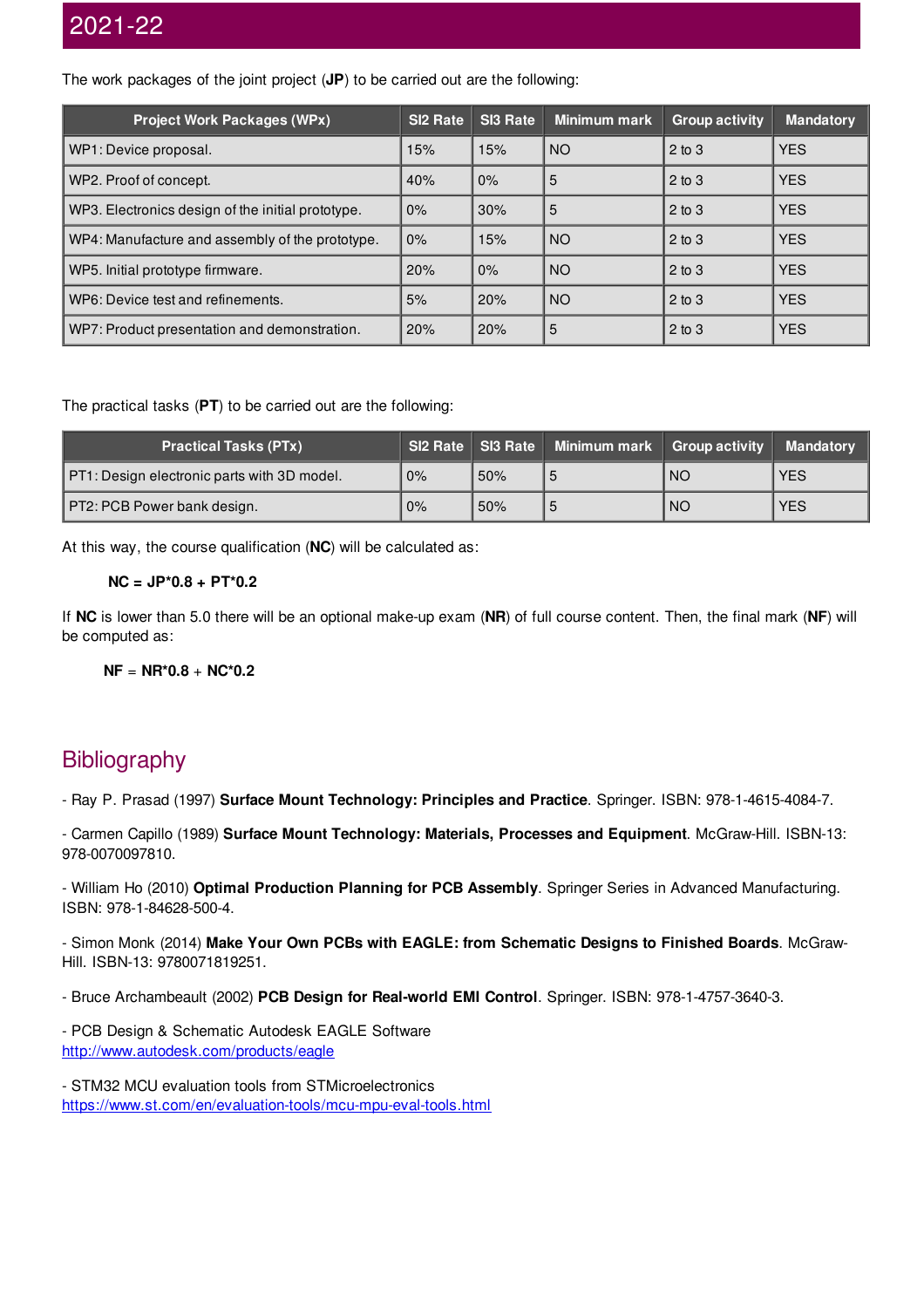## 2021-22

The work packages of the joint project (**JP**) to be carried out are the following:

| Project Work Packages (WPx) | SI2 Rate | SI3 Rate | Minimum mark | Group activity | Mandatory |
|---|---|---|---|---|---|
| WP1: Device proposal. | 15% | 15% | NO | 2 to 3 | YES |
| WP2. Proof of concept. | 40% | 0% | 5 | 2 to 3 | YES |
| WP3. Electronics design of the initial prototype. | 0% | 30% | 5 | 2 to 3 | YES |
| WP4: Manufacture and assembly of the prototype. | 0% | 15% | NO | 2 to 3 | YES |
| WP5. Initial prototype firmware. | 20% | 0% | NO | 2 to 3 | YES |
| WP6: Device test and refinements. | 5% | 20% | NO | 2 to 3 | YES |
| WP7: Product presentation and demonstration. | 20% | 20% | 5 | 2 to 3 | YES |

The practical tasks (**PT**) to be carried out are the following:

| Practical Tasks (PTx) | SI2 Rate | SI3 Rate | Minimum mark | Group activity | Mandatory |
|---|---|---|---|---|---|
| PT1: Design electronic parts with 3D model. | 0% | 50% | 5 | NO | YES |
| PT2: PCB Power bank design. | 0% | 50% | 5 | NO | YES |

At this way, the course qualification (**NC**) will be calculated as:

**NC = JP*0.8 + PT*0.2**

If **NC** is lower than 5.0 there will be an optional make-up exam (**NR**) of full course content. Then, the final mark (**NF**) will be computed as:

**NF = NR*0.8 + NC*0.2**

## Bibliography

- Ray P. Prasad (1997) **Surface Mount Technology: Principles and Practice**. Springer. ISBN: 978-1-4615-4084-7.

- Carmen Capillo (1989) **Surface Mount Technology: Materials, Processes and Equipment**. McGraw-Hill. ISBN-13: 978-0070097810.

- William Ho (2010) **Optimal Production Planning for PCB Assembly**. Springer Series in Advanced Manufacturing. ISBN: 978-1-84628-500-4.

- Simon Monk (2014) **Make Your Own PCBs with EAGLE: from Schematic Designs to Finished Boards**. McGraw-Hill. ISBN-13: 9780071819251.

- Bruce Archambeault (2002) **PCB Design for Real-world EMI Control**. Springer. ISBN: 978-1-4757-3640-3.

- PCB Design & Schematic Autodesk EAGLE Software
http://www.autodesk.com/products/eagle

- STM32 MCU evaluation tools from STMicroelectronics
https://www.st.com/en/evaluation-tools/mcu-mpu-eval-tools.html